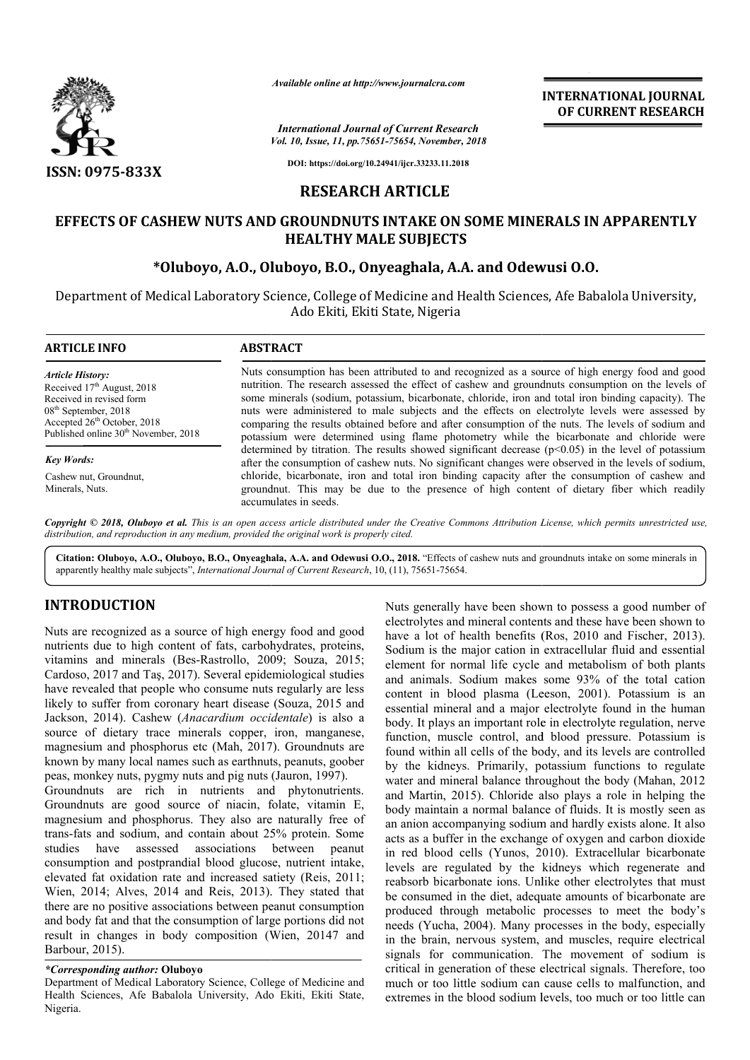*Available online at http://www.journalcra.com*

*International Journal of Current Research*
*Vol. 10, Issue, 11, pp.75651-75654, November, 2018*

**DOI: https://doi.org/10.24941/ijcr.33233.11.2018**

**ISSN: 0975-833X**

**INTERNATIONAL JOURNAL OF CURRENT RESEARCH**

# RESEARCH ARTICLE

# EFFECTS OF CASHEW NUTS AND GROUNDNUTS INTAKE ON SOME MINERALS IN APPARENTLY HEALTHY MALE SUBJECTS

**\*Oluboyo, A.O., Oluboyo, B.O., Onyeaghala, A.A. and Odewusi O.O.**

Department of Medical Laboratory Science, College of Medicine and Health Sciences, Afe Babalola University, Ado Ekiti, Ekiti State, Nigeria

**ARTICLE INFO**

*Article History:*
Received 17th August, 2018
Received in revised form
08th September, 2018
Accepted 26th October, 2018
Published online 30th November, 2018

*Key Words:*
Cashew nut, Groundnut, Minerals, Nuts.

**ABSTRACT**

Nuts consumption has been attributed to and recognized as a source of high energy food and good nutrition. The research assessed the effect of cashew and groundnuts consumption on the levels of some minerals (sodium, potassium, bicarbonate, chloride, iron and total iron binding capacity). The nuts were administered to male subjects and the effects on electrolyte levels were assessed by comparing the results obtained before and after consumption of the nuts. The levels of sodium and potassium were determined using flame photometry while the bicarbonate and chloride were determined by titration. The results showed significant decrease ($p<0.05$) in the level of potassium after the consumption of cashew nuts. No significant changes were observed in the levels of sodium, chloride, bicarbonate, iron and total iron binding capacity after the consumption of cashew and groundnut. This may be due to the presence of high content of dietary fiber which readily accumulates in seeds.

*Copyright © 2018, Oluboyo et al. This is an open access article distributed under the Creative Commons Attribution License, which permits unrestricted use, distribution, and reproduction in any medium, provided the original work is properly cited.*

**Citation: Oluboyo, A.O., Oluboyo, B.O., Onyeaghala, A.A. and Odewusi O.O., 2018.** "Effects of cashew nuts and groundnuts intake on some minerals in apparently healthy male subjects", *International Journal of Current Research*, 10, (11), 75651-75654.

## INTRODUCTION

Nuts are recognized as a source of high energy food and good nutrients due to high content of fats, carbohydrates, proteins, vitamins and minerals (Bes-Rastrollo, 2009; Souza, 2015; Cardoso, 2017 and Taş, 2017). Several epidemiological studies have revealed that people who consume nuts regularly are less likely to suffer from coronary heart disease (Souza, 2015 and Jackson, 2014). Cashew (*Anacardium occidentale*) is also a source of dietary trace minerals copper, iron, manganese, magnesium and phosphorus etc (Mah, 2017). Groundnuts are known by many local names such as earthnuts, peanuts, goober peas, monkey nuts, pygmy nuts and pig nuts (Jauron, 1997). Groundnuts are rich in nutrients and phytonutrients. Groundnuts are good source of niacin, folate, vitamin E, magnesium and phosphorus. They also are naturally free of trans-fats and sodium, and contain about 25% protein. Some studies have assessed associations between peanut consumption and postprandial blood glucose, nutrient intake, elevated fat oxidation rate and increased satiety (Reis, 2011; Wien, 2014; Alves, 2014 and Reis, 2013). They stated that there are no positive associations between peanut consumption and body fat and that the consumption of large portions did not result in changes in body composition (Wien, 20147 and Barbour, 2015).

Nuts generally have been shown to possess a good number of electrolytes and mineral contents and these have been shown to have a lot of health benefits (Ros, 2010 and Fischer, 2013). Sodium is the major cation in extracellular fluid and essential element for normal life cycle and metabolism of both plants and animals. Sodium makes some 93% of the total cation content in blood plasma (Leeson, 2001). Potassium is an essential mineral and a major electrolyte found in the human body. It plays an important role in electrolyte regulation, nerve function, muscle control, and blood pressure. Potassium is found within all cells of the body, and its levels are controlled by the kidneys. Primarily, potassium functions to regulate water and mineral balance throughout the body (Mahan, 2012 and Martin, 2015). Chloride also plays a role in helping the body maintain a normal balance of fluids. It is mostly seen as an anion accompanying sodium and hardly exists alone. It also acts as a buffer in the exchange of oxygen and carbon dioxide in red blood cells (Yunos, 2010). Extracellular bicarbonate levels are regulated by the kidneys which regenerate and reabsorb bicarbonate ions. Unlike other electrolytes that must be consumed in the diet, adequate amounts of bicarbonate are produced through metabolic processes to meet the body's needs (Yucha, 2004). Many processes in the body, especially in the brain, nervous system, and muscles, require electrical signals for communication. The movement of sodium is critical in generation of these electrical signals. Therefore, too much or too little sodium can cause cells to malfunction, and extremes in the blood sodium levels, too much or too little can

*\*Corresponding author:* **Oluboyo**
Department of Medical Laboratory Science, College of Medicine and Health Sciences, Afe Babalola University, Ado Ekiti, Ekiti State, Nigeria.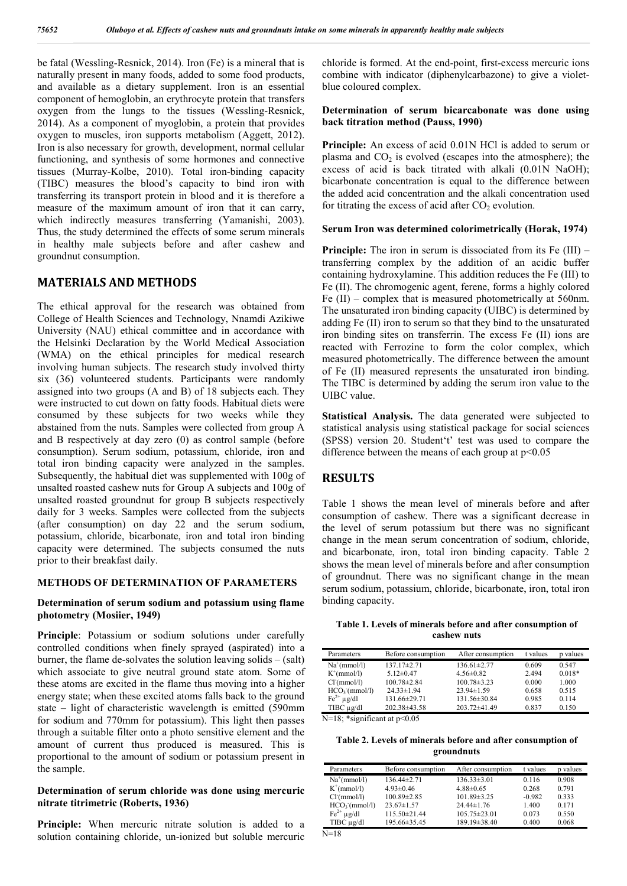be fatal (Wessling-Resnick, 2014). Iron (Fe) is a mineral that is naturally present in many foods, added to some food products, and available as a dietary supplement. Iron is an essential component of hemoglobin, an erythrocyte protein that transfers oxygen from the lungs to the tissues (Wessling-Resnick, 2014). As a component of myoglobin, a protein that provides oxygen to muscles, iron supports metabolism (Aggett, 2012). Iron is also necessary for growth, development, normal cellular functioning, and synthesis of some hormones and connective tissues (Murray-Kolbe, 2010). Total iron-binding capacity (TIBC) measures the blood's capacity to bind iron with transferring its transport protein in blood and it is therefore a measure of the maximum amount of iron that it can carry, which indirectly measures transferring (Yamanishi, 2003). Thus, the study determined the effects of some serum minerals in healthy male subjects before and after cashew and groundnut consumption.

## MATERIALS AND METHODS

The ethical approval for the research was obtained from College of Health Sciences and Technology, Nnamdi Azikiwe University (NAU) ethical committee and in accordance with the Helsinki Declaration by the World Medical Association (WMA) on the ethical principles for medical research involving human subjects. The research study involved thirty six (36) volunteered students. Participants were randomly assigned into two groups (A and B) of 18 subjects each. They were instructed to cut down on fatty foods. Habitual diets were consumed by these subjects for two weeks while they abstained from the nuts. Samples were collected from group A and B respectively at day zero (0) as control sample (before consumption). Serum sodium, potassium, chloride, iron and total iron binding capacity were analyzed in the samples. Subsequently, the habitual diet was supplemented with 100g of unsalted roasted cashew nuts for Group A subjects and 100g of unsalted roasted groundnut for group B subjects respectively daily for 3 weeks. Samples were collected from the subjects (after consumption) on day 22 and the serum sodium, potassium, chloride, bicarbonate, iron and total iron binding capacity were determined. The subjects consumed the nuts prior to their breakfast daily.

### METHODS OF DETERMINATION OF PARAMETERS

#### Determination of serum sodium and potassium using flame photometry (Mosiier, 1949)

**Principle**: Potassium or sodium solutions under carefully controlled conditions when finely sprayed (aspirated) into a burner, the flame de-solvates the solution leaving solids – (salt) which associate to give neutral ground state atom. Some of these atoms are excited in the flame thus moving into a higher energy state; when these excited atoms falls back to the ground state – light of characteristic wavelength is emitted (590mm for sodium and 770mm for potassium). This light then passes through a suitable filter onto a photo sensitive element and the amount of current thus produced is measured. This is proportional to the amount of sodium or potassium present in the sample.

#### Determination of serum chloride was done using mercuric nitrate titrimetric (Roberts, 1936)

**Principle:** When mercuric nitrate solution is added to a solution containing chloride, un-ionized but soluble mercuric chloride is formed. At the end-point, first-excess mercuric ions combine with indicator (diphenylcarbazone) to give a violet-blue coloured complex.

#### Determination of serum bicarcabonate was done using back titration method (Pauss, 1990)

**Principle:** An excess of acid 0.01N HCl is added to serum or plasma and $CO_2$ is evolved (escapes into the atmosphere); the excess of acid is back titrated with alkali (0.01N NaOH); bicarbonate concentration is equal to the difference between the added acid concentration and the alkali concentration used for titrating the excess of acid after $CO_2$ evolution.

#### Serum Iron was determined colorimetrically (Horak, 1974)

**Principle:** The iron in serum is dissociated from its Fe (III) – transferring complex by the addition of an acidic buffer containing hydroxylamine. This addition reduces the Fe (III) to Fe (II). The chromogenic agent, ferene, forms a highly colored Fe (II) – complex that is measured photometrically at 560nm. The unsaturated iron binding capacity (UIBC) is determined by adding Fe (II) iron to serum so that they bind to the unsaturated iron binding sites on transferrin. The excess Fe (II) ions are reacted with Ferrozine to form the color complex, which measured photometrically. The difference between the amount of Fe (II) measured represents the unsaturated iron binding. The TIBC is determined by adding the serum iron value to the UIBC value.

**Statistical Analysis.** The data generated were subjected to statistical analysis using statistical package for social sciences (SPSS) version 20. Student't' test was used to compare the difference between the means of each group at $p<0.05$

## RESULTS

Table 1 shows the mean level of minerals before and after consumption of cashew. There was a significant decrease in the level of serum potassium but there was no significant change in the mean serum concentration of sodium, chloride, and bicarbonate, iron, total iron binding capacity. Table 2 shows the mean level of minerals before and after consumption of groundnut. There was no significant change in the mean serum sodium, potassium, chloride, bicarbonate, iron, total iron binding capacity.

**Table 1. Levels of minerals before and after consumption of cashew nuts**

| Parameters | Before consumption | After consumption | t values | p values |
|---|---|---|---|---|
| $Na^+$(mmol/l) | 137.17±2.71 | 136.61±2.77 | 0.609 | 0.547 |
| $K^+$(mmol/l) | 5.12±0.47 | 4.56±0.82 | 2.494 | 0.018* |
| $Cl^-$(mmol/l) | 100.78±2.84 | 100.78±3.23 | 0.000 | 1.000 |
| $HCO_3^-$(mmol/l) | 24.33±1.94 | 23.94±1.59 | 0.658 | 0.515 |
| $Fe^{2+}$ µg/dl | 131.66±29.71 | 131.56±30.84 | 0.985 | 0.114 |
| TIBC µg/dl | 202.38±43.58 | 203.72±41.49 | 0.837 | 0.150 |

N=18; *significant at $p<0.05$

**Table 2. Levels of minerals before and after consumption of groundnuts**

| Parameters | Before consumption | After consumption | t values | p values |
|---|---|---|---|---|
| $Na^+$(mmol/l) | 136.44±2.71 | 136.33±3.01 | 0.116 | 0.908 |
| $K^+$(mmol/l) | 4.93±0.46 | 4.88±0.65 | 0.268 | 0.791 |
| $Cl^-$(mmol/l) | 100.89±2.85 | 101.89±3.25 | -0.982 | 0.333 |
| $HCO_3^-$(mmol/l) | 23.67±1.57 | 24.44±1.76 | 1.400 | 0.171 |
| $Fe^{2+}$ µg/dl | 115.50±21.44 | 105.75±23.01 | 0.073 | 0.550 |
| TIBC µg/dl | 195.66±35.45 | 189.19±38.40 | 0.400 | 0.068 |

N=18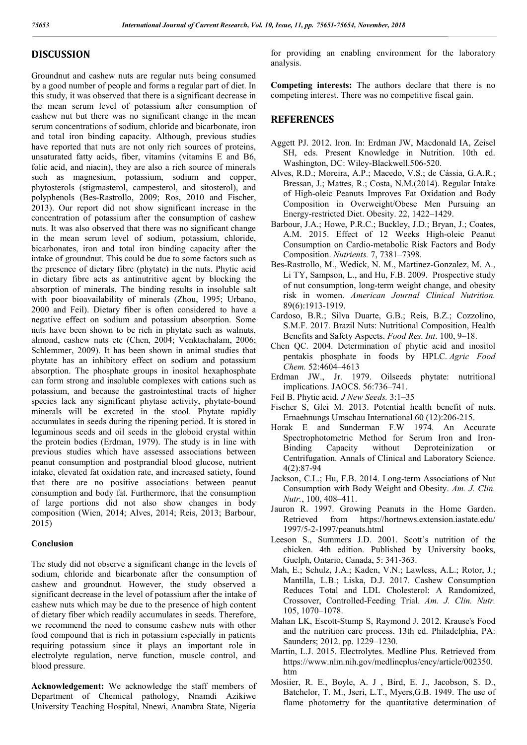## DISCUSSION

Groundnut and cashew nuts are regular nuts being consumed by a good number of people and forms a regular part of diet. In this study, it was observed that there is a significant decrease in the mean serum level of potassium after consumption of cashew nut but there was no significant change in the mean serum concentrations of sodium, chloride and bicarbonate, iron and total iron binding capacity. Although, previous studies have reported that nuts are not only rich sources of proteins, unsaturated fatty acids, fiber, vitamins (vitamins E and B6, folic acid, and niacin), they are also a rich source of minerals such as magnesium, potassium, sodium and copper, phytosterols (stigmasterol, campesterol, and sitosterol), and polyphenols (Bes-Rastrollo, 2009; Ros, 2010 and Fischer, 2013). Our report did not show significant increase in the concentration of potassium after the consumption of cashew nuts. It was also observed that there was no significant change in the mean serum level of sodium, potassium, chloride, bicarbonates, iron and total iron binding capacity after the intake of groundnut. This could be due to some factors such as the presence of dietary fibre (phytate) in the nuts. Phytic acid in dietary fibre acts as antinutritive agent by blocking the absorption of minerals. The binding results in insoluble salt with poor bioavailability of minerals (Zhou, 1995; Urbano, 2000 and Feil). Dietary fiber is often considered to have a negative effect on sodium and potassium absorption. Some nuts have been shown to be rich in phytate such as walnuts, almond, cashew nuts etc (Chen, 2004; Venktachalam, 2006; Schlemmer, 2009). It has been shown in animal studies that phytate has an inhibitory effect on sodium and potassium absorption. The phosphate groups in inositol hexaphosphate can form strong and insoluble complexes with cations such as potassium, and because the gastrointestinal tracts of higher species lack any significant phytase activity, phytate-bound minerals will be excreted in the stool. Phytate rapidly accumulates in seeds during the ripening period. It is stored in leguminous seeds and oil seeds in the globoid crystal within the protein bodies (Erdman, 1979). The study is in line with previous studies which have assessed associations between peanut consumption and postprandial blood glucose, nutrient intake, elevated fat oxidation rate, and increased satiety, found that there are no positive associations between peanut consumption and body fat. Furthermore, that the consumption of large portions did not also show changes in body composition (Wien, 2014; Alves, 2014; Reis, 2013; Barbour, 2015)

### Conclusion

The study did not observe a significant change in the levels of sodium, chloride and bicarbonate after the consumption of cashew and groundnut. However, the study observed a significant decrease in the level of potassium after the intake of cashew nuts which may be due to the presence of high content of dietary fiber which readily accumulates in seeds. Therefore, we recommend the need to consume cashew nuts with other food compound that is rich in potassium especially in patients requiring potassium since it plays an important role in electrolyte regulation, nerve function, muscle control, and blood pressure.

**Acknowledgement:** We acknowledge the staff members of Department of Chemical pathology, Nnamdi Azikiwe University Teaching Hospital, Nnewi, Anambra State, Nigeria for providing an enabling environment for the laboratory analysis.

**Competing interests:** The authors declare that there is no competing interest. There was no competitive fiscal gain.

## REFERENCES

- Aggett PJ. 2012. Iron. In: Erdman JW, Macdonald IA, Zeisel SH, eds. Present Knowledge in Nutrition. 10th ed. Washington, DC: Wiley-Blackwell.506-520.
- Alves, R.D.; Moreira, A.P.; Macedo, V.S.; de Cássia, G.A.R.; Bressan, J.; Mattes, R.; Costa, N.M.(2014). Regular Intake of High-oleic Peanuts Improves Fat Oxidation and Body Composition in Overweight/Obese Men Pursuing an Energy-restricted Diet. Obesity. 22, 1422–1429.
- Barbour, J.A.; Howe, P.R.C.; Buckley, J.D.; Bryan, J.; Coates, A.M. 2015. Effect of 12 Weeks High-oleic Peanut Consumption on Cardio-metabolic Risk Factors and Body Composition. *Nutrients.* 7, 7381–7398.
- Bes-Rastrollo, M., Wedick, N. M., Martinez-Gonzalez, M. A., Li TY, Sampson, L., and Hu, F.B. 2009. Prospective study of nut consumption, long-term weight change, and obesity risk in women. *American Journal Clinical Nutrition.* 89(6):1913-1919.
- Cardoso, B.R.; Silva Duarte, G.B.; Reis, B.Z.; Cozzolino, S.M.F. 2017. Brazil Nuts: Nutritional Composition, Health Benefits and Safety Aspects. *Food Res. Int*. 100, 9–18.
- Chen QC. 2004. Determination of phytic acid and inositol pentakis phosphate in foods by HPLC. *Agric Food Chem.* 52:4604–4613
- Erdman JW., Jr. 1979. Oilseeds phytate: nutritional implications. JAOCS. 56:736–741.
- Feil B. Phytic acid. *J New Seeds.* 3:1–35
- Fischer S, Glei M. 2013. Potential health benefit of nuts. Ernaehnungs Umschau International 60 (12):206-215.
- Horak E and Sunderman F.W 1974. An Accurate Spectrophotometric Method for Serum Iron and Iron-Binding Capacity without Deproteinization or Centrifugation. Annals of Clinical and Laboratory Science. 4(2):87-94
- Jackson, C.L.; Hu, F.B. 2014. Long-term Associations of Nut Consumption with Body Weight and Obesity. *Am. J. Clin. Nutr.*, 100, 408–411.
- Jauron R. 1997. Growing Peanuts in the Home Garden. Retrieved from https://hortnews.extension.iastate.edu/1997/5-2-1997/peanuts.html
- Leeson S., Summers J.D. 2001. Scott's nutrition of the chicken. 4th edition. Published by University books, Guelph, Ontario, Canada, 5: 341-363.
- Mah, E.; Schulz, J.A.; Kaden, V.N.; Lawless, A.L.; Rotor, J.; Mantilla, L.B.; Liska, D.J. 2017. Cashew Consumption Reduces Total and LDL Cholesterol: A Randomized, Crossover, Controlled-Feeding Trial. *Am. J. Clin. Nutr.* 105, 1070–1078.
- Mahan LK, Escott-Stump S, Raymond J. 2012. Krause's Food and the nutrition care process. 13th ed. Philadelphia, PA: Saunders; 2012. pp. 1229–1230.
- Martin, L.J. 2015. Electrolytes. Medline Plus. Retrieved from https://www.nlm.nih.gov/medlineplus/ency/article/002350.htm
- Mosiier, R. E., Boyle, A. J , Bird, E. J., Jacobson, S. D., Batchelor, T. M., Jseri, L.T., Myers,G.B. 1949. The use of flame photometry for the quantitative determination of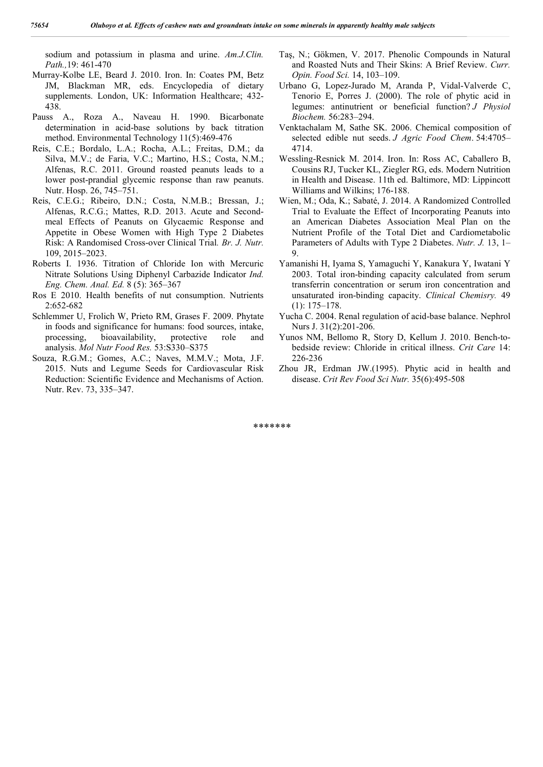sodium and potassium in plasma and urine. *Am.J.Clin. Path.,*19: 461-470

Murray-Kolbe LE, Beard J. 2010. Iron. In: Coates PM, Betz JM, Blackman MR, eds. Encyclopedia of dietary supplements. London, UK: Information Healthcare; 432-438.

Pauss A., Roza A., Naveau H. 1990. Bicarbonate determination in acid-base solutions by back titration method. Environmental Technology 11(5):469-476

Reis, C.E.; Bordalo, L.A.; Rocha, A.L.; Freitas, D.M.; da Silva, M.V.; de Faria, V.C.; Martino, H.S.; Costa, N.M.; Alfenas, R.C. 2011. Ground roasted peanuts leads to a lower post-prandial glycemic response than raw peanuts. Nutr. Hosp. 26, 745–751.

Reis, C.E.G.; Ribeiro, D.N.; Costa, N.M.B.; Bressan, J.; Alfenas, R.C.G.; Mattes, R.D. 2013. Acute and Second-meal Effects of Peanuts on Glycaemic Response and Appetite in Obese Women with High Type 2 Diabetes Risk: A Randomised Cross-over Clinical Trial*. Br. J. Nutr.* 109, 2015–2023.

Roberts I. 1936. Titration of Chloride Ion with Mercuric Nitrate Solutions Using Diphenyl Carbazide Indicator *Ind. Eng. Chem. Anal. Ed.* 8 (5): 365–367

Ros E 2010. Health benefits of nut consumption. Nutrients 2:652-682

Schlemmer U, Frolich W, Prieto RM, Grases F. 2009. Phytate in foods and significance for humans: food sources, intake, processing, bioavailability, protective role and analysis. *Mol Nutr Food Res.* 53:S330–S375

Souza, R.G.M.; Gomes, A.C.; Naves, M.M.V.; Mota, J.F. 2015. Nuts and Legume Seeds for Cardiovascular Risk Reduction: Scientific Evidence and Mechanisms of Action. Nutr. Rev. 73, 335–347.

Taş, N.; Gökmen, V. 2017. Phenolic Compounds in Natural and Roasted Nuts and Their Skins: A Brief Review. *Curr. Opin. Food Sci.* 14, 103–109.

Urbano G, Lopez-Jurado M, Aranda P, Vidal-Valverde C, Tenorio E, Porres J. (2000). The role of phytic acid in legumes: antinutrient or beneficial function? *J Physiol Biochem.* 56:283–294.

Venktachalam M, Sathe SK. 2006. Chemical composition of selected edible nut seeds. *J Agric Food Chem*. 54:4705–4714.

Wessling-Resnick M. 2014. Iron. In: Ross AC, Caballero B, Cousins RJ, Tucker KL, Ziegler RG, eds. Modern Nutrition in Health and Disease. 11th ed. Baltimore, MD: Lippincott Williams and Wilkins; 176-188.

Wien, M.; Oda, K.; Sabaté, J. 2014. A Randomized Controlled Trial to Evaluate the Effect of Incorporating Peanuts into an American Diabetes Association Meal Plan on the Nutrient Profile of the Total Diet and Cardiometabolic Parameters of Adults with Type 2 Diabetes. *Nutr. J.* 13, 1–9.

Yamanishi H, Iyama S, Yamaguchi Y, Kanakura Y, Iwatani Y 2003. Total iron-binding capacity calculated from serum transferrin concentration or serum iron concentration and unsaturated iron-binding capacity. *Clinical Chemisry.* 49 (1): 175–178.

Yucha C. 2004. Renal regulation of acid-base balance. Nephrol Nurs J. 31(2):201-206.

Yunos NM, Bellomo R, Story D, Kellum J. 2010. Bench-to-bedside review: Chloride in critical illness. *Crit Care* 14: 226-236

Zhou JR, Erdman JW.(1995). Phytic acid in health and disease. *Crit Rev Food Sci Nutr.* 35(6):495-508

*******